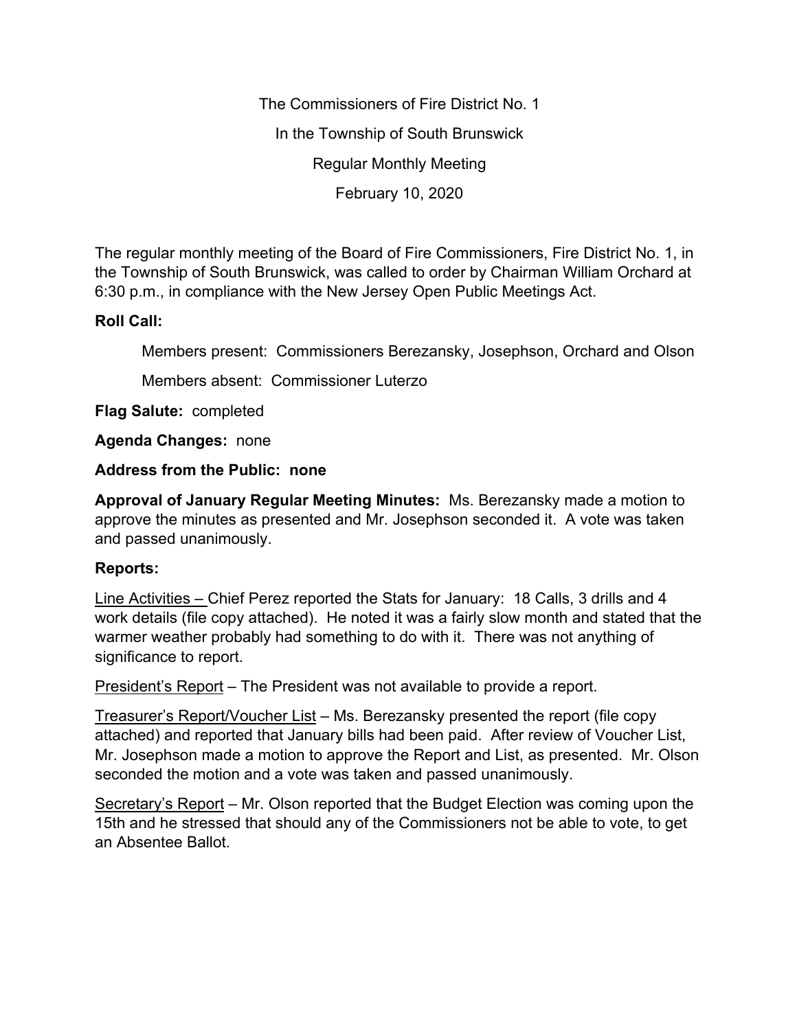# The Commissioners of Fire District No. 1

## In the Township of South Brunswick

## Regular Monthly Meeting

## February 10, 2020

The regular monthly meeting of the Board of Fire Commissioners, Fire District No. 1, in the Township of South Brunswick, was called to order by Chairman William Orchard at 6:30 p.m., in compliance with the New Jersey Open Public Meetings Act.

**Roll Call:**

Members present: Commissioners Berezansky, Josephson, Orchard and Olson

Members absent: Commissioner Luterzo

**Flag Salute:** completed

**Agenda Changes:** none

**Address from the Public: none**

**Approval of January Regular Meeting Minutes:** Ms. Berezansky made a motion to approve the minutes as presented and Mr. Josephson seconded it. A vote was taken and passed unanimously.

**Reports:**

Line Activities – Chief Perez reported the Stats for January: 18 Calls, 3 drills and 4 work details (file copy attached). He noted it was a fairly slow month and stated that the warmer weather probably had something to do with it. There was not anything of significance to report.

President's Report – The President was not available to provide a report.

Treasurer's Report/Voucher List – Ms. Berezansky presented the report (file copy attached) and reported that January bills had been paid. After review of Voucher List, Mr. Josephson made a motion to approve the Report and List, as presented. Mr. Olson seconded the motion and a vote was taken and passed unanimously.

Secretary's Report – Mr. Olson reported that the Budget Election was coming upon the 15th and he stressed that should any of the Commissioners not be able to vote, to get an Absentee Ballot.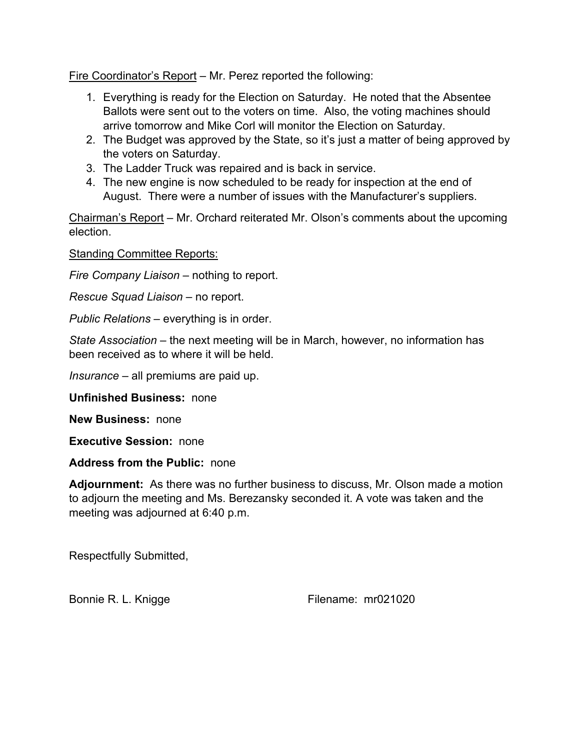<u>Fire Coordinator's Report</u> – Mr. Perez reported the following:

1. Everything is ready for the Election on Saturday. He noted that the Absentee Ballots were sent out to the voters on time. Also, the voting machines should arrive tomorrow and Mike Corl will monitor the Election on Saturday.
2. The Budget was approved by the State, so it's just a matter of being approved by the voters on Saturday.
3. The Ladder Truck was repaired and is back in service.
4. The new engine is now scheduled to be ready for inspection at the end of August. There were a number of issues with the Manufacturer's suppliers.

<u>Chairman's Report</u> – Mr. Orchard reiterated Mr. Olson's comments about the upcoming election.

<u>Standing Committee Reports:</u>

*Fire Company Liaison* – nothing to report.

*Rescue Squad Liaison* – no report.

*Public Relations* – everything is in order.

*State Association* – the next meeting will be in March, however, no information has been received as to where it will be held.

*Insurance* – all premiums are paid up.

**Unfinished Business:** none

**New Business:** none

**Executive Session:** none

**Address from the Public:** none

**Adjournment:** As there was no further business to discuss, Mr. Olson made a motion to adjourn the meeting and Ms. Berezansky seconded it. A vote was taken and the meeting was adjourned at 6:40 p.m.

Respectfully Submitted,

Bonnie R. L. Knigge

Filename: mr021020